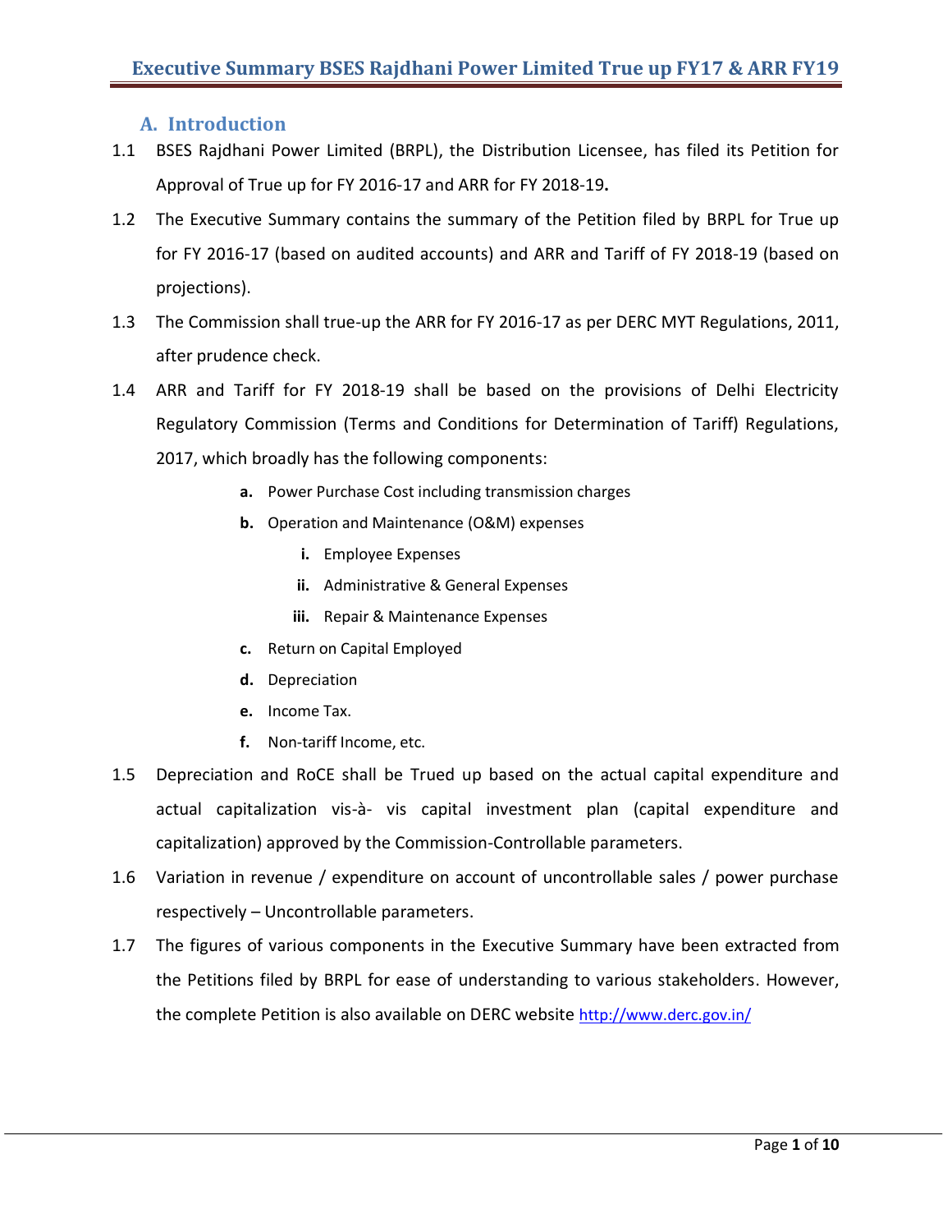## A. Introduction

1.1 BSES Rajdhani Power Limited (BRPL), the Distribution Licensee, has filed its Petition for Approval of True up for FY 2016-17 and ARR for FY 2018-19**.**

1.2 The Executive Summary contains the summary of the Petition filed by BRPL for True up for FY 2016-17 (based on audited accounts) and ARR and Tariff of FY 2018-19 (based on projections).

1.3 The Commission shall true-up the ARR for FY 2016-17 as per DERC MYT Regulations, 2011, after prudence check.

1.4 ARR and Tariff for FY 2018-19 shall be based on the provisions of Delhi Electricity Regulatory Commission (Terms and Conditions for Determination of Tariff) Regulations, 2017, which broadly has the following components:

   - **a.** Power Purchase Cost including transmission charges
   - **b.** Operation and Maintenance (O&M) expenses
     - **i.** Employee Expenses
     - **ii.** Administrative & General Expenses
     - **iii.** Repair & Maintenance Expenses
   - **c.** Return on Capital Employed
   - **d.** Depreciation
   - **e.** Income Tax.
   - **f.** Non-tariff Income, etc.

1.5 Depreciation and RoCE shall be Trued up based on the actual capital expenditure and actual capitalization vis-à- vis capital investment plan (capital expenditure and capitalization) approved by the Commission-Controllable parameters.

1.6 Variation in revenue / expenditure on account of uncontrollable sales / power purchase respectively – Uncontrollable parameters.

1.7 The figures of various components in the Executive Summary have been extracted from the Petitions filed by BRPL for ease of understanding to various stakeholders. However, the complete Petition is also available on DERC website http://www.derc.gov.in/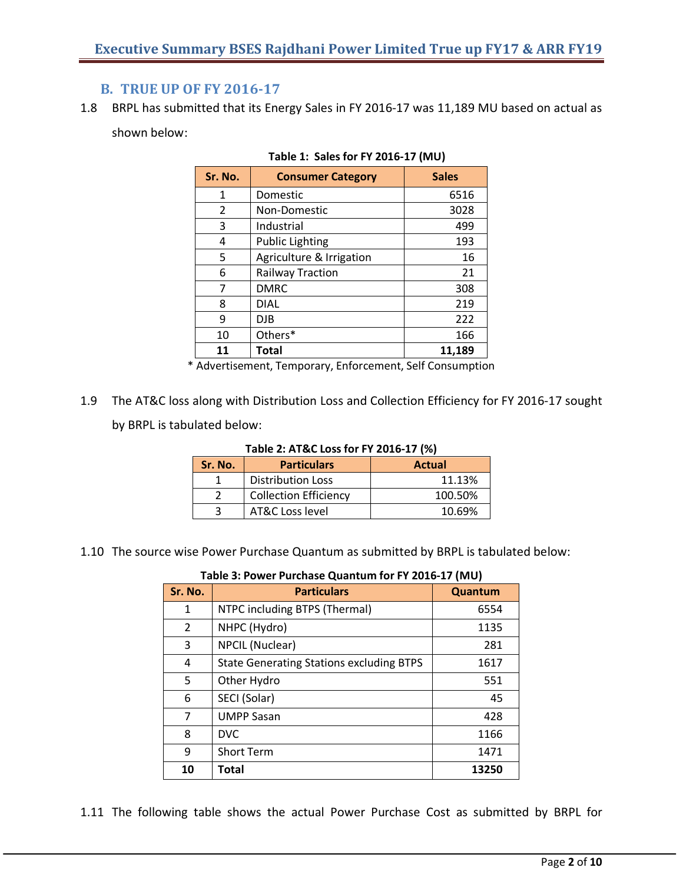## B. TRUE UP OF FY 2016-17

1.8 BRPL has submitted that its Energy Sales in FY 2016-17 was 11,189 MU based on actual as shown below:

**Table 1: Sales for FY 2016-17 (MU)**

| Sr. No. | Consumer Category | Sales |
|---|---|---|
| 1 | Domestic | 6516 |
| 2 | Non-Domestic | 3028 |
| 3 | Industrial | 499 |
| 4 | Public Lighting | 193 |
| 5 | Agriculture & Irrigation | 16 |
| 6 | Railway Traction | 21 |
| 7 | DMRC | 308 |
| 8 | DIAL | 219 |
| 9 | DJB | 222 |
| 10 | Others* | 166 |
| **11** | **Total** | **11,189** |

* Advertisement, Temporary, Enforcement, Self Consumption

1.9 The AT&C loss along with Distribution Loss and Collection Efficiency for FY 2016-17 sought by BRPL is tabulated below:

**Table 2: AT&C Loss for FY 2016-17 (%)**

| Sr. No. | Particulars | Actual |
|---|---|---|
| 1 | Distribution Loss | 11.13% |
| 2 | Collection Efficiency | 100.50% |
| 3 | AT&C Loss level | 10.69% |

1.10 The source wise Power Purchase Quantum as submitted by BRPL is tabulated below:

**Table 3: Power Purchase Quantum for FY 2016-17 (MU)**

| Sr. No. | Particulars | Quantum |
|---|---|---|
| 1 | NTPC including BTPS (Thermal) | 6554 |
| 2 | NHPC (Hydro) | 1135 |
| 3 | NPCIL (Nuclear) | 281 |
| 4 | State Generating Stations excluding BTPS | 1617 |
| 5 | Other Hydro | 551 |
| 6 | SECI (Solar) | 45 |
| 7 | UMPP Sasan | 428 |
| 8 | DVC | 1166 |
| 9 | Short Term | 1471 |
| **10** | **Total** | **13250** |

1.11 The following table shows the actual Power Purchase Cost as submitted by BRPL for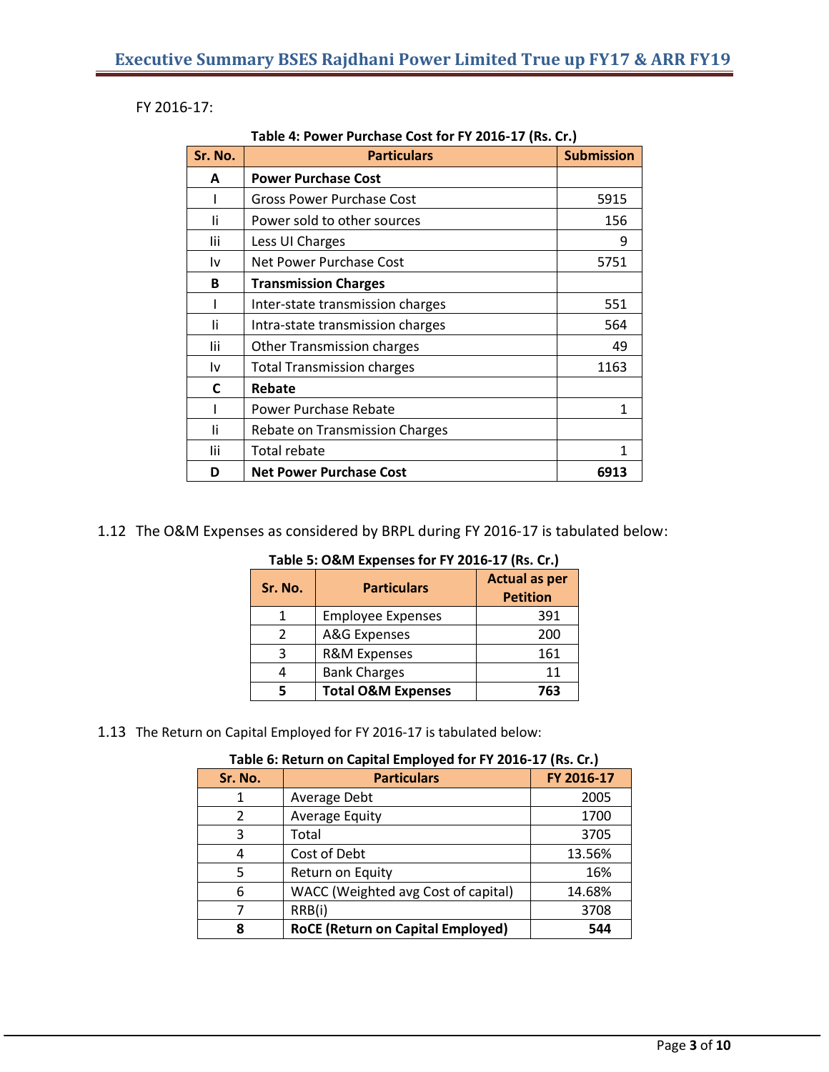FY 2016-17:

**Table 4: Power Purchase Cost for FY 2016-17 (Rs. Cr.)**

| Sr. No. | Particulars | Submission |
|---|---|---|
| **A** | **Power Purchase Cost** | |
| I | Gross Power Purchase Cost | 5915 |
| Ii | Power sold to other sources | 156 |
| Iii | Less UI Charges | 9 |
| Iv | Net Power Purchase Cost | 5751 |
| **B** | **Transmission Charges** | |
| I | Inter-state transmission charges | 551 |
| Ii | Intra-state transmission charges | 564 |
| Iii | Other Transmission charges | 49 |
| Iv | Total Transmission charges | 1163 |
| **C** | **Rebate** | |
| I | Power Purchase Rebate | 1 |
| Ii | Rebate on Transmission Charges | |
| Iii | Total rebate | 1 |
| **D** | **Net Power Purchase Cost** | **6913** |

1.12 The O&M Expenses as considered by BRPL during FY 2016-17 is tabulated below:

**Table 5: O&M Expenses for FY 2016-17 (Rs. Cr.)**

| Sr. No. | Particulars | Actual as per Petition |
|---|---|---|
| 1 | Employee Expenses | 391 |
| 2 | A&G Expenses | 200 |
| 3 | R&M Expenses | 161 |
| 4 | Bank Charges | 11 |
| **5** | **Total O&M Expenses** | **763** |

1.13 The Return on Capital Employed for FY 2016-17 is tabulated below:

**Table 6: Return on Capital Employed for FY 2016-17 (Rs. Cr.)**

| Sr. No. | Particulars | FY 2016-17 |
|---|---|---|
| 1 | Average Debt | 2005 |
| 2 | Average Equity | 1700 |
| 3 | Total | 3705 |
| 4 | Cost of Debt | 13.56% |
| 5 | Return on Equity | 16% |
| 6 | WACC (Weighted avg Cost of capital) | 14.68% |
| 7 | RRB(i) | 3708 |
| **8** | **RoCE (Return on Capital Employed)** | **544** |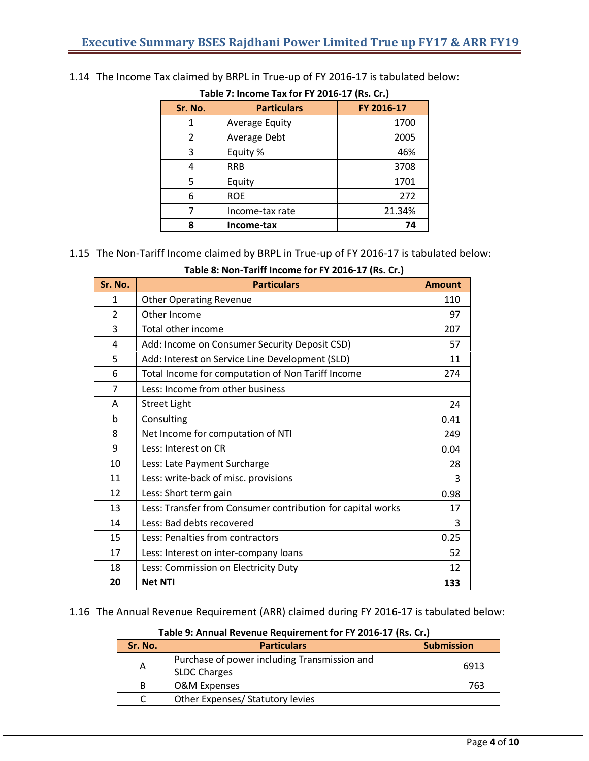1.14 The Income Tax claimed by BRPL in True-up of FY 2016-17 is tabulated below:

**Table 7: Income Tax for FY 2016-17 (Rs. Cr.)**

| Sr. No. | Particulars | FY 2016-17 |
|---|---|---|
| 1 | Average Equity | 1700 |
| 2 | Average Debt | 2005 |
| 3 | Equity % | 46% |
| 4 | RRB | 3708 |
| 5 | Equity | 1701 |
| 6 | ROE | 272 |
| 7 | Income-tax rate | 21.34% |
| **8** | **Income-tax** | **74** |

1.15 The Non-Tariff Income claimed by BRPL in True-up of FY 2016-17 is tabulated below:

**Table 8: Non-Tariff Income for FY 2016-17 (Rs. Cr.)**

| Sr. No. | Particulars | Amount |
|---|---|---|
| 1 | Other Operating Revenue | 110 |
| 2 | Other Income | 97 |
| 3 | Total other income | 207 |
| 4 | Add: Income on Consumer Security Deposit CSD) | 57 |
| 5 | Add: Interest on Service Line Development (SLD) | 11 |
| 6 | Total Income for computation of Non Tariff Income | 274 |
| 7 | Less: Income from other business | |
| A | Street Light | 24 |
| b | Consulting | 0.41 |
| 8 | Net Income for computation of NTI | 249 |
| 9 | Less: Interest on CR | 0.04 |
| 10 | Less: Late Payment Surcharge | 28 |
| 11 | Less: write-back of misc. provisions | 3 |
| 12 | Less: Short term gain | 0.98 |
| 13 | Less: Transfer from Consumer contribution for capital works | 17 |
| 14 | Less: Bad debts recovered | 3 |
| 15 | Less: Penalties from contractors | 0.25 |
| 17 | Less: Interest on inter-company loans | 52 |
| 18 | Less: Commission on Electricity Duty | 12 |
| **20** | **Net NTI** | **133** |

1.16 The Annual Revenue Requirement (ARR) claimed during FY 2016-17 is tabulated below:

**Table 9: Annual Revenue Requirement for FY 2016-17 (Rs. Cr.)**

| Sr. No. | Particulars | Submission |
|---|---|---|
| A | Purchase of power including Transmission and SLDC Charges | 6913 |
| B | O&M Expenses | 763 |
| C | Other Expenses/ Statutory levies | |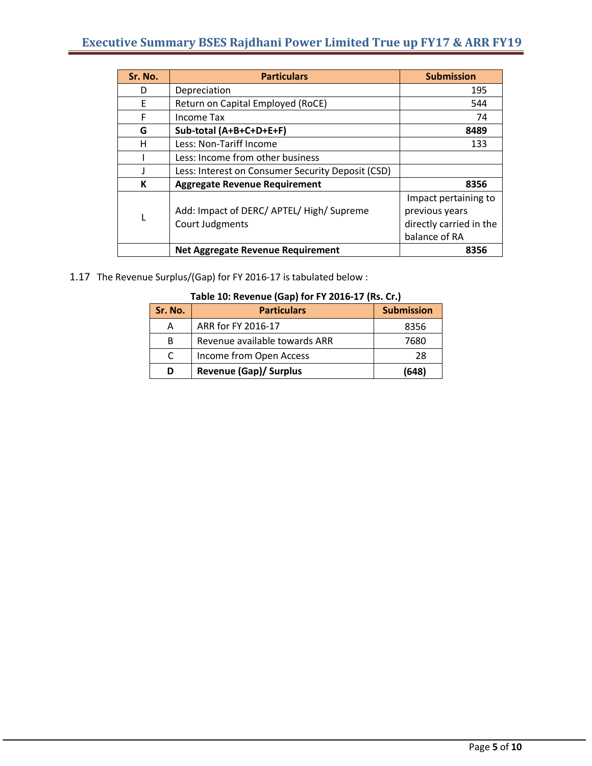| Sr. No. | Particulars | Submission |
|---|---|---|
| D | Depreciation | 195 |
| E | Return on Capital Employed (RoCE) | 544 |
| F | Income Tax | 74 |
| **G** | **Sub-total (A+B+C+D+E+F)** | **8489** |
| H | Less: Non-Tariff Income | 133 |
| I | Less: Income from other business | |
| J | Less: Interest on Consumer Security Deposit (CSD) | |
| **K** | **Aggregate Revenue Requirement** | **8356** |
| L | Add: Impact of DERC/ APTEL/ High/ Supreme Court Judgments | Impact pertaining to previous years directly carried in the balance of RA |
| | **Net Aggregate Revenue Requirement** | **8356** |

1.17 The Revenue Surplus/(Gap) for FY 2016-17 is tabulated below :

**Table 10: Revenue (Gap) for FY 2016-17 (Rs. Cr.)**

| Sr. No. | Particulars | Submission |
|---|---|---|
| A | ARR for FY 2016-17 | 8356 |
| B | Revenue available towards ARR | 7680 |
| C | Income from Open Access | 28 |
| **D** | **Revenue (Gap)/ Surplus** | **(648)** |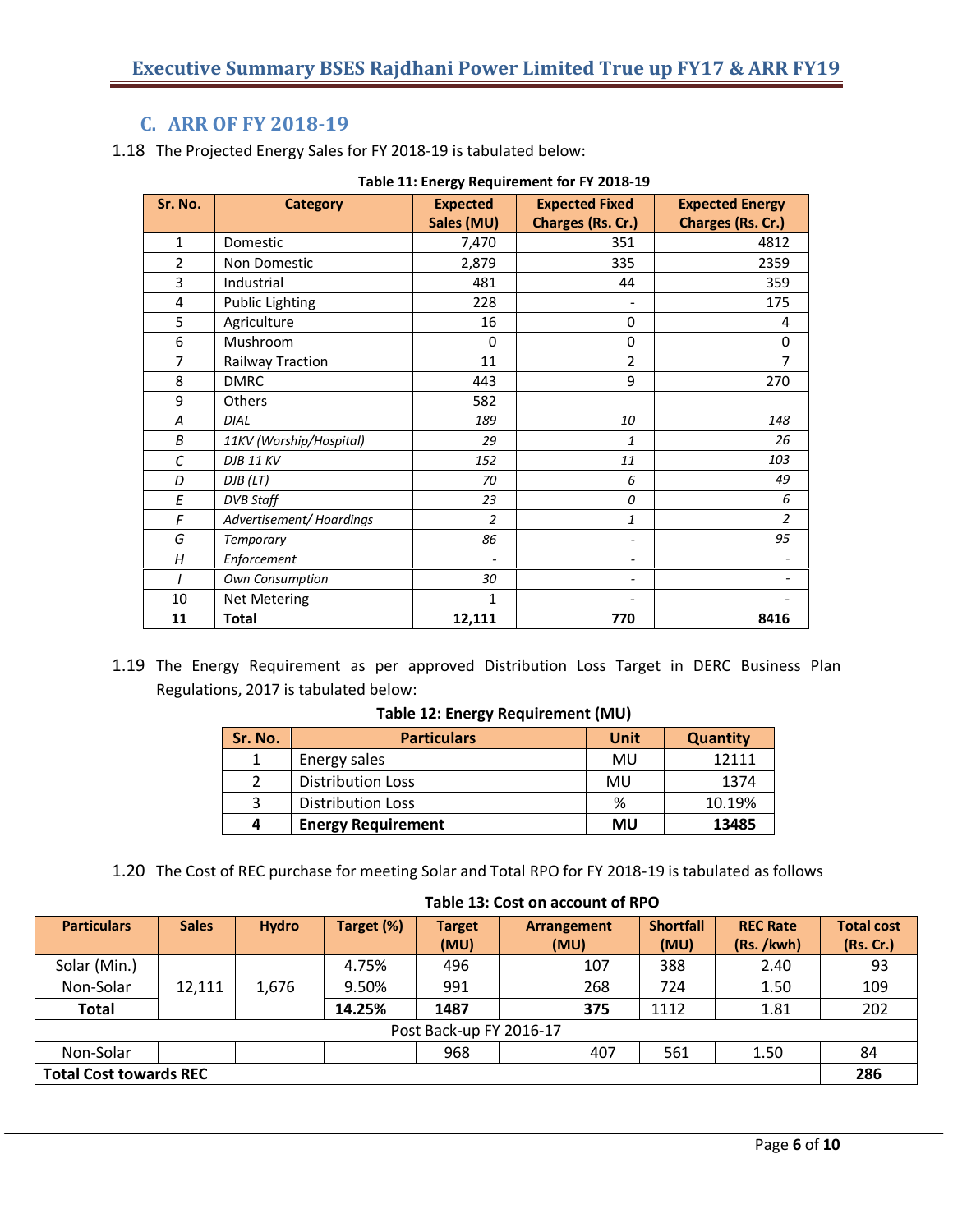## C. ARR OF FY 2018-19

1.18 The Projected Energy Sales for FY 2018-19 is tabulated below:

**Table 11: Energy Requirement for FY 2018-19**

| Sr. No. | Category | Expected Sales (MU) | Expected Fixed Charges (Rs. Cr.) | Expected Energy Charges (Rs. Cr.) |
|---|---|---|---|---|
| 1 | Domestic | 7,470 | 351 | 4812 |
| 2 | Non Domestic | 2,879 | 335 | 2359 |
| 3 | Industrial | 481 | 44 | 359 |
| 4 | Public Lighting | 228 | - | 175 |
| 5 | Agriculture | 16 | 0 | 4 |
| 6 | Mushroom | 0 | 0 | 0 |
| 7 | Railway Traction | 11 | 2 | 7 |
| 8 | DMRC | 443 | 9 | 270 |
| 9 | Others | 582 | | |
| *A* | *DIAL* | *189* | *10* | *148* |
| *B* | *11KV (Worship/Hospital)* | *29* | *1* | *26* |
| *C* | *DJB 11 KV* | *152* | *11* | *103* |
| *D* | *DJB (LT)* | *70* | *6* | *49* |
| *E* | *DVB Staff* | *23* | *0* | *6* |
| *F* | *Advertisement/ Hoardings* | *2* | *1* | *2* |
| *G* | *Temporary* | *86* | *-* | *95* |
| *H* | *Enforcement* | *-* | *-* | *-* |
| *I* | *Own Consumption* | *30* | *-* | *-* |
| 10 | Net Metering | 1 | - | - |
| **11** | **Total** | **12,111** | **770** | **8416** |

1.19 The Energy Requirement as per approved Distribution Loss Target in DERC Business Plan Regulations, 2017 is tabulated below:

**Table 12: Energy Requirement (MU)**

| Sr. No. | Particulars | Unit | Quantity |
|---|---|---|---|
| 1 | Energy sales | MU | 12111 |
| 2 | Distribution Loss | MU | 1374 |
| 3 | Distribution Loss | % | 10.19% |
| **4** | **Energy Requirement** | **MU** | **13485** |

1.20 The Cost of REC purchase for meeting Solar and Total RPO for FY 2018-19 is tabulated as follows

**Table 13: Cost on account of RPO**

| Particulars | Sales | Hydro | Target (%) | Target (MU) | Arrangement (MU) | Shortfall (MU) | REC Rate (Rs. /kwh) | Total cost (Rs. Cr.) |
|---|---|---|---|---|---|---|---|---|
| Solar (Min.) | 12,111 | 1,676 | 4.75% | 496 | 107 | 388 | 2.40 | 93 |
| Non-Solar | | | 9.50% | 991 | 268 | 724 | 1.50 | 109 |
| **Total** | | | **14.25%** | **1487** | **375** | 1112 | 1.81 | 202 |
| Post Back-up FY 2016-17 | | | | | | | | |
| Non-Solar | | | | 968 | 407 | 561 | 1.50 | 84 |
| **Total Cost towards REC** | | | | | | | | **286** |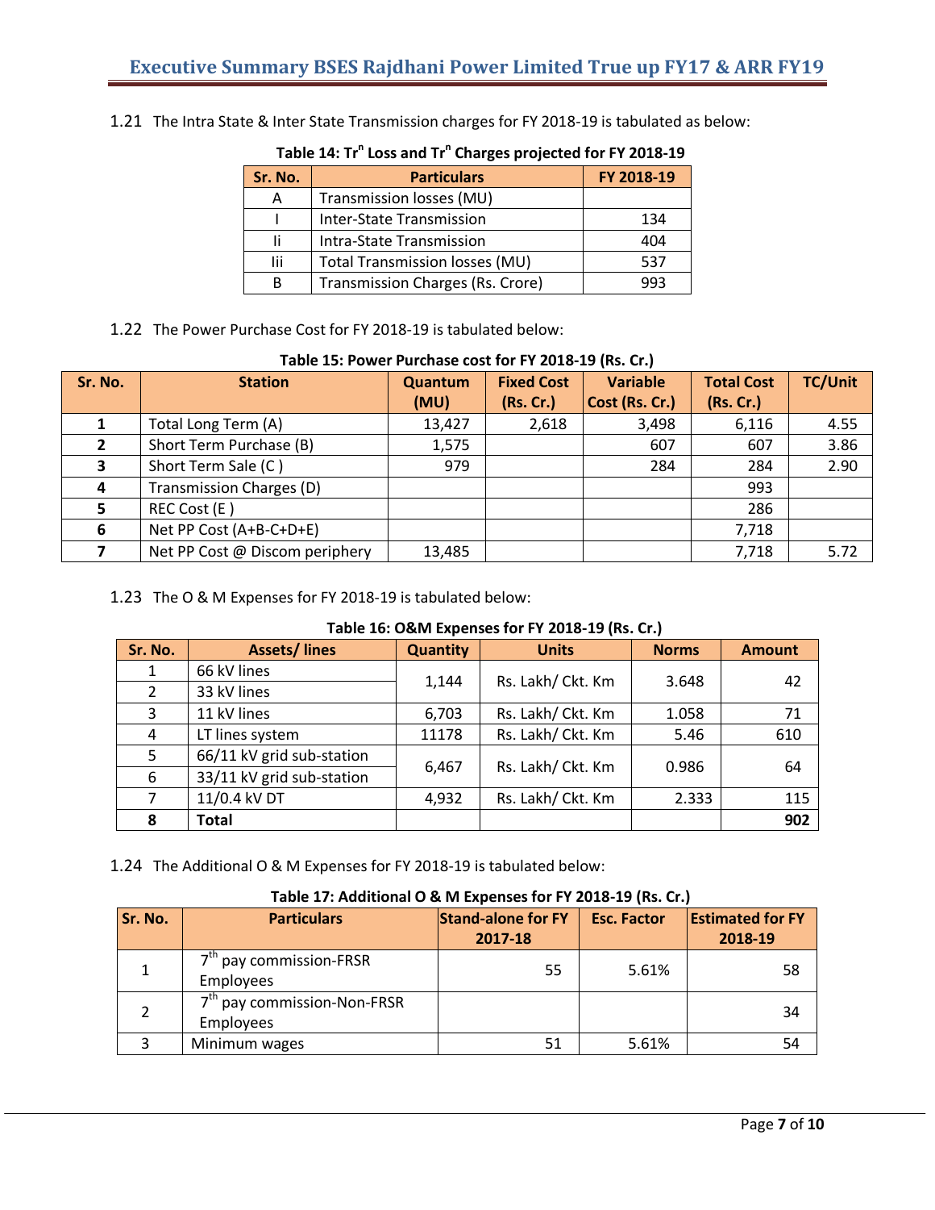1.21 The Intra State & Inter State Transmission charges for FY 2018-19 is tabulated as below:

**Table 14: Tr$^n$ Loss and Tr$^n$ Charges projected for FY 2018-19**

| Sr. No. | Particulars | FY 2018-19 |
|---|---|---|
| A | Transmission losses (MU) | |
| I | Inter-State Transmission | 134 |
| Ii | Intra-State Transmission | 404 |
| Iii | Total Transmission losses (MU) | 537 |
| B | Transmission Charges (Rs. Crore) | 993 |

1.22 The Power Purchase Cost for FY 2018-19 is tabulated below:

**Table 15: Power Purchase cost for FY 2018-19 (Rs. Cr.)**

| Sr. No. | Station | Quantum (MU) | Fixed Cost (Rs. Cr.) | Variable Cost (Rs. Cr.) | Total Cost (Rs. Cr.) | TC/Unit |
|---|---|---|---|---|---|---|
| 1 | Total Long Term (A) | 13,427 | 2,618 | 3,498 | 6,116 | 4.55 |
| 2 | Short Term Purchase (B) | 1,575 | | 607 | 607 | 3.86 |
| 3 | Short Term Sale (C ) | 979 | | 284 | 284 | 2.90 |
| 4 | Transmission Charges (D) | | | | 993 | |
| 5 | REC Cost (E ) | | | | 286 | |
| 6 | Net PP Cost (A+B-C+D+E) | | | | 7,718 | |
| 7 | Net PP Cost @ Discom periphery | 13,485 | | | 7,718 | 5.72 |

1.23 The O & M Expenses for FY 2018-19 is tabulated below:

**Table 16: O&M Expenses for FY 2018-19 (Rs. Cr.)**

| Sr. No. | Assets/ lines | Quantity | Units | Norms | Amount |
|---|---|---|---|---|---|
| 1 | 66 kV lines | 1,144 | Rs. Lakh/ Ckt. Km | 3.648 | 42 |
| 2 | 33 kV lines | | | | |
| 3 | 11 kV lines | 6,703 | Rs. Lakh/ Ckt. Km | 1.058 | 71 |
| 4 | LT lines system | 11178 | Rs. Lakh/ Ckt. Km | 5.46 | 610 |
| 5 | 66/11 kV grid sub-station | 6,467 | Rs. Lakh/ Ckt. Km | 0.986 | 64 |
| 6 | 33/11 kV grid sub-station | | | | |
| 7 | 11/0.4 kV DT | 4,932 | Rs. Lakh/ Ckt. Km | 2.333 | 115 |
| **8** | **Total** | | | | **902** |

1.24 The Additional O & M Expenses for FY 2018-19 is tabulated below:

**Table 17: Additional O & M Expenses for FY 2018-19 (Rs. Cr.)**

| Sr. No. | Particulars | Stand-alone for FY 2017-18 | Esc. Factor | Estimated for FY 2018-19 |
|---|---|---|---|---|
| 1 | 7th pay commission-FRSR Employees | 55 | 5.61% | 58 |
| 2 | 7th pay commission-Non-FRSR Employees | | | 34 |
| 3 | Minimum wages | 51 | 5.61% | 54 |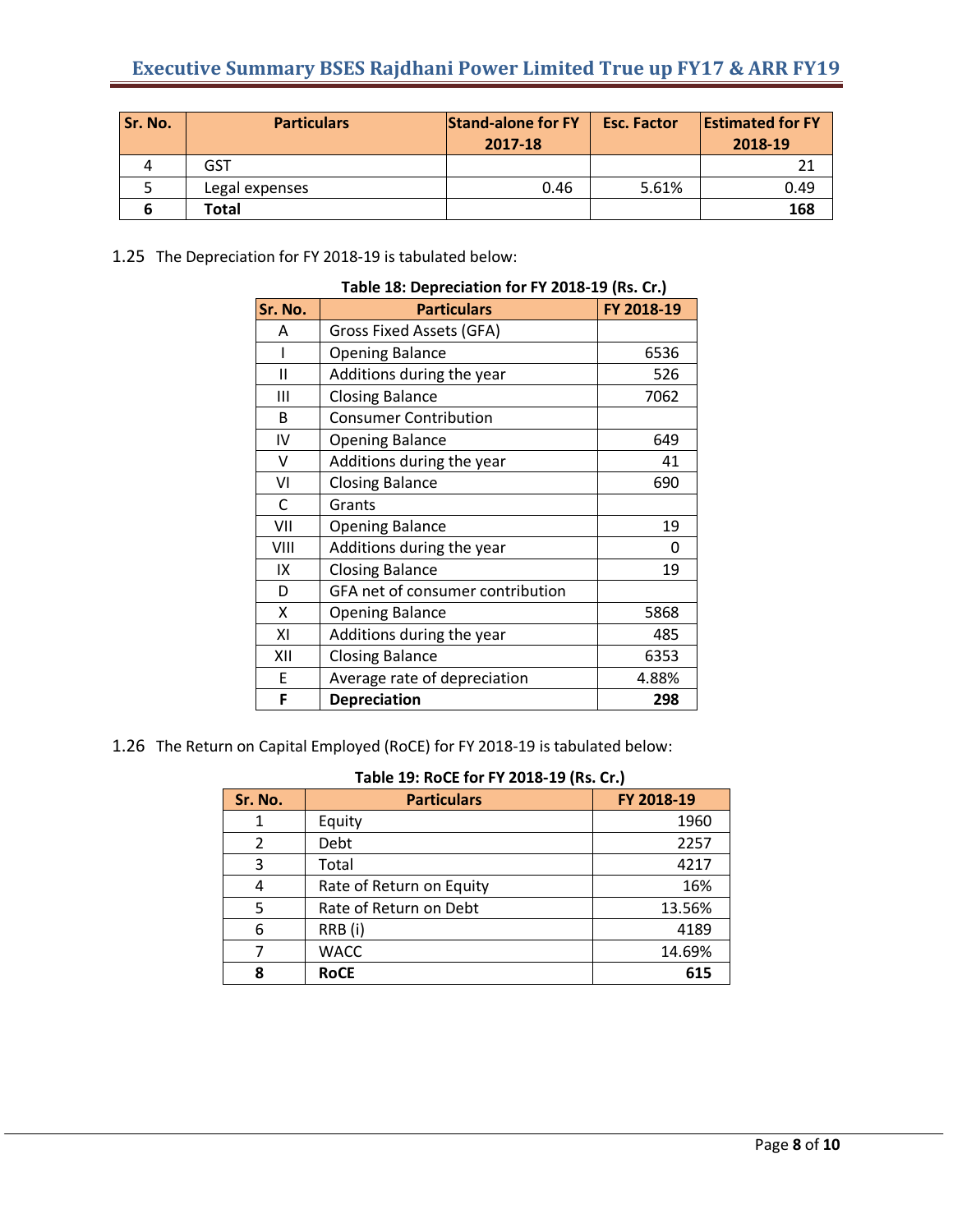| Sr. No. | Particulars | Stand-alone for FY 2017-18 | Esc. Factor | Estimated for FY 2018-19 |
|---|---|---|---|---|
| 4 | GST | | | 21 |
| 5 | Legal expenses | 0.46 | 5.61% | 0.49 |
| **6** | **Total** | | | **168** |

1.25 The Depreciation for FY 2018-19 is tabulated below:

**Table 18: Depreciation for FY 2018-19 (Rs. Cr.)**

| Sr. No. | Particulars | FY 2018-19 |
|---|---|---|
| A | Gross Fixed Assets (GFA) | |
| I | Opening Balance | 6536 |
| II | Additions during the year | 526 |
| III | Closing Balance | 7062 |
| B | Consumer Contribution | |
| IV | Opening Balance | 649 |
| V | Additions during the year | 41 |
| VI | Closing Balance | 690 |
| C | Grants | |
| VII | Opening Balance | 19 |
| VIII | Additions during the year | 0 |
| IX | Closing Balance | 19 |
| D | GFA net of consumer contribution | |
| X | Opening Balance | 5868 |
| XI | Additions during the year | 485 |
| XII | Closing Balance | 6353 |
| E | Average rate of depreciation | 4.88% |
| **F** | **Depreciation** | **298** |

1.26 The Return on Capital Employed (RoCE) for FY 2018-19 is tabulated below:

**Table 19: RoCE for FY 2018-19 (Rs. Cr.)**

| Sr. No. | Particulars | FY 2018-19 |
|---|---|---|
| 1 | Equity | 1960 |
| 2 | Debt | 2257 |
| 3 | Total | 4217 |
| 4 | Rate of Return on Equity | 16% |
| 5 | Rate of Return on Debt | 13.56% |
| 6 | RRB (i) | 4189 |
| 7 | WACC | 14.69% |
| **8** | **RoCE** | **615** |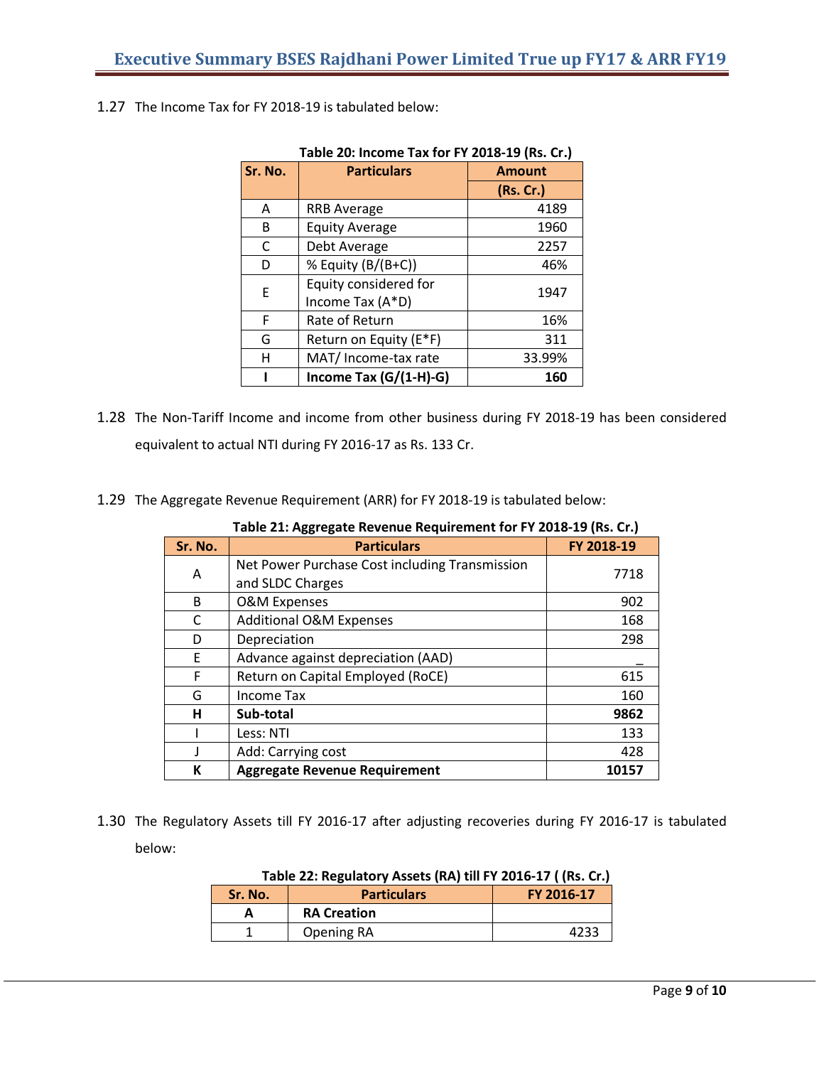1.27 The Income Tax for FY 2018-19 is tabulated below:

**Table 20: Income Tax for FY 2018-19 (Rs. Cr.)**

| Sr. No. | Particulars | Amount (Rs. Cr.) |
|---|---|---|
| A | RRB Average | 4189 |
| B | Equity Average | 1960 |
| C | Debt Average | 2257 |
| D | % Equity (B/(B+C)) | 46% |
| E | Equity considered for Income Tax (A*D) | 1947 |
| F | Rate of Return | 16% |
| G | Return on Equity (E*F) | 311 |
| H | MAT/ Income-tax rate | 33.99% |
| **I** | **Income Tax (G/(1-H)-G)** | **160** |

1.28 The Non-Tariff Income and income from other business during FY 2018-19 has been considered equivalent to actual NTI during FY 2016-17 as Rs. 133 Cr.

1.29 The Aggregate Revenue Requirement (ARR) for FY 2018-19 is tabulated below:

**Table 21: Aggregate Revenue Requirement for FY 2018-19 (Rs. Cr.)**

| Sr. No. | Particulars | FY 2018-19 |
|---|---|---|
| A | Net Power Purchase Cost including Transmission and SLDC Charges | 7718 |
| B | O&M Expenses | 902 |
| C | Additional O&M Expenses | 168 |
| D | Depreciation | 298 |
| E | Advance against depreciation (AAD) | _ |
| F | Return on Capital Employed (RoCE) | 615 |
| G | Income Tax | 160 |
| **H** | **Sub-total** | **9862** |
| I | Less: NTI | 133 |
| J | Add: Carrying cost | 428 |
| **K** | **Aggregate Revenue Requirement** | **10157** |

1.30 The Regulatory Assets till FY 2016-17 after adjusting recoveries during FY 2016-17 is tabulated below:

**Table 22: Regulatory Assets (RA) till FY 2016-17 ( (Rs. Cr.)**

| Sr. No. | Particulars | FY 2016-17 |
|---|---|---|
| **A** | **RA Creation** | |
| 1 | Opening RA | 4233 |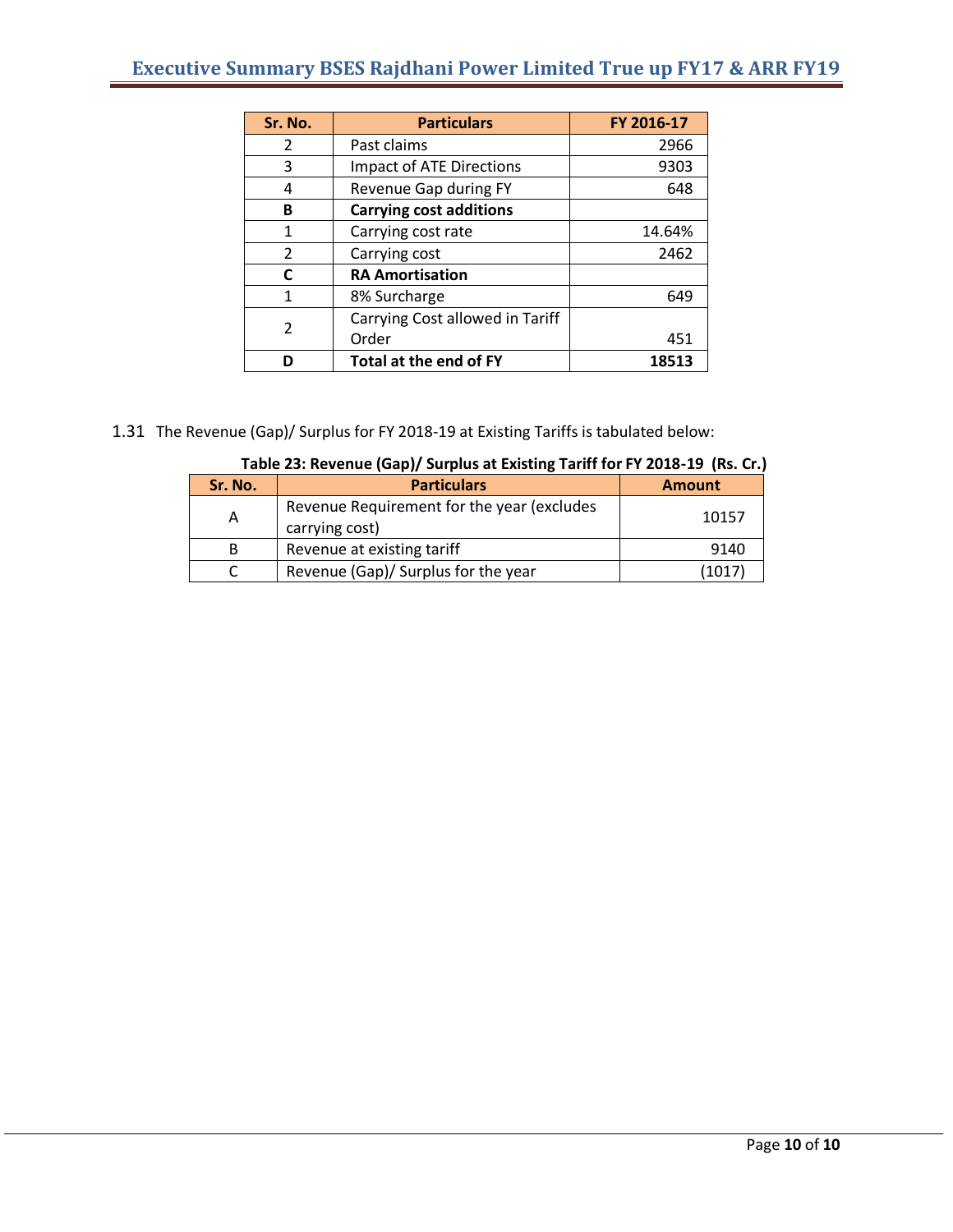| Sr. No. | Particulars | FY 2016-17 |
|---|---|---|
| 2 | Past claims | 2966 |
| 3 | Impact of ATE Directions | 9303 |
| 4 | Revenue Gap during FY | 648 |
| **B** | **Carrying cost additions** | |
| 1 | Carrying cost rate | 14.64% |
| 2 | Carrying cost | 2462 |
| **C** | **RA Amortisation** | |
| 1 | 8% Surcharge | 649 |
| 2 | Carrying Cost allowed in Tariff Order | 451 |
| **D** | **Total at the end of FY** | **18513** |

1.31 The Revenue (Gap)/ Surplus for FY 2018-19 at Existing Tariffs is tabulated below:

**Table 23: Revenue (Gap)/ Surplus at Existing Tariff for FY 2018-19 (Rs. Cr.)**

| Sr. No. | Particulars | Amount |
|---|---|---|
| A | Revenue Requirement for the year (excludes carrying cost) | 10157 |
| B | Revenue at existing tariff | 9140 |
| C | Revenue (Gap)/ Surplus for the year | (1017) |